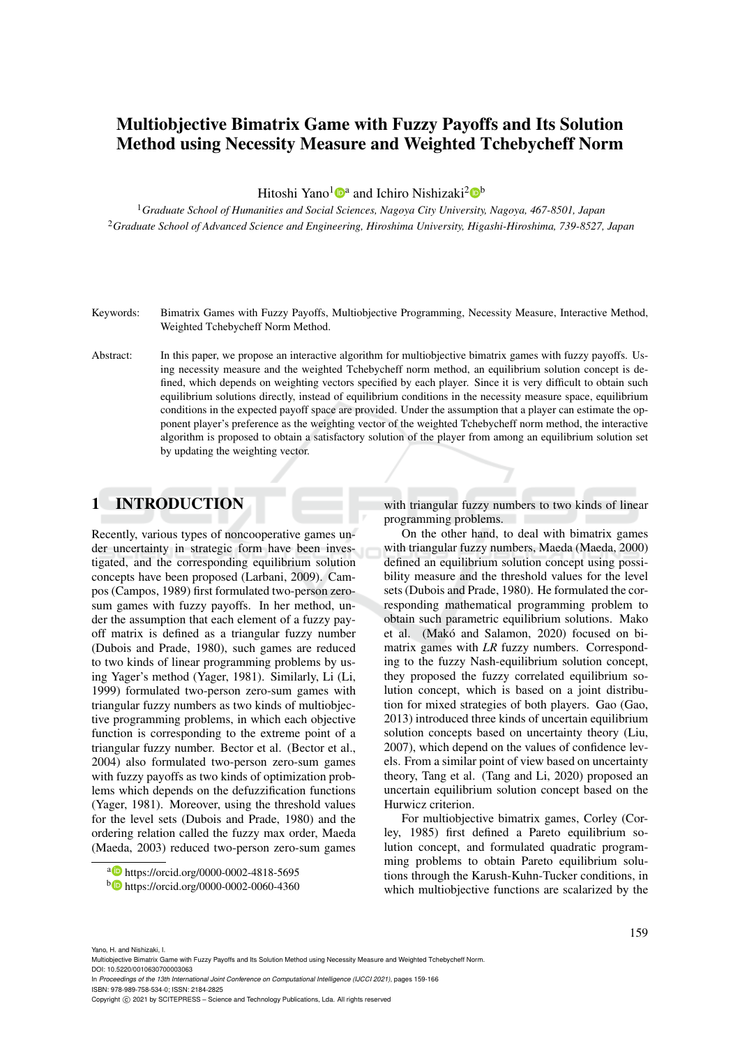# Multiobjective Bimatrix Game with Fuzzy Payoffs and Its Solution Method using Necessity Measure and Weighted Tchebycheff Norm

Hitoshi Yano[1][a] and Ichiro Nishizaki[2][b]

[1]*Graduate School of Humanities and Social Sciences, Nagoya City University, Nagoya, 467-8501, Japan*

[2]*Graduate School of Advanced Science and Engineering, Hiroshima University, Higashi-Hiroshima, 739-8527, Japan*

Keywords: Bimatrix Games with Fuzzy Payoffs, Multiobjective Programming, Necessity Measure, Interactive Method, Weighted Tchebycheff Norm Method.

Abstract: In this paper, we propose an interactive algorithm for multiobjective bimatrix games with fuzzy payoffs. Using necessity measure and the weighted Tchebycheff norm method, an equilibrium solution concept is defined, which depends on weighting vectors specified by each player. Since it is very difficult to obtain such equilibrium solutions directly, instead of equilibrium conditions in the necessity measure space, equilibrium conditions in the expected payoff space are provided. Under the assumption that a player can estimate the opponent player's preference as the weighting vector of the weighted Tchebycheff norm method, the interactive algorithm is proposed to obtain a satisfactory solution of the player from among an equilibrium solution set by updating the weighting vector.

## 1 INTRODUCTION

Recently, various types of noncooperative games under uncertainty in strategic form have been investigated, and the corresponding equilibrium solution concepts have been proposed (Larbani, 2009). Campos (Campos, 1989) first formulated two-person zero-sum games with fuzzy payoffs. In her method, under the assumption that each element of a fuzzy payoff matrix is defined as a triangular fuzzy number (Dubois and Prade, 1980), such games are reduced to two kinds of linear programming problems by using Yager's method (Yager, 1981). Similarly, Li (Li, 1999) formulated two-person zero-sum games with triangular fuzzy numbers as two kinds of multiobjective programming problems, in which each objective function is corresponding to the extreme point of a triangular fuzzy number. Bector et al. (Bector et al., 2004) also formulated two-person zero-sum games with fuzzy payoffs as two kinds of optimization problems which depends on the defuzzification functions (Yager, 1981). Moreover, using the threshold values for the level sets (Dubois and Prade, 1980) and the ordering relation called the fuzzy max order, Maeda (Maeda, 2003) reduced two-person zero-sum games with triangular fuzzy numbers to two kinds of linear programming problems.

On the other hand, to deal with bimatrix games with triangular fuzzy numbers, Maeda (Maeda, 2000) defined an equilibrium solution concept using possibility measure and the threshold values for the level sets (Dubois and Prade, 1980). He formulated the corresponding mathematical programming problem to obtain such parametric equilibrium solutions. Mako et al. (Makó and Salamon, 2020) focused on bimatrix games with *LR* fuzzy numbers. Corresponding to the fuzzy Nash-equilibrium solution concept, they proposed the fuzzy correlated equilibrium solution concept, which is based on a joint distribution for mixed strategies of both players. Gao (Gao, 2013) introduced three kinds of uncertain equilibrium solution concepts based on uncertainty theory (Liu, 2007), which depend on the values of confidence levels. From a similar point of view based on uncertainty theory, Tang et al. (Tang and Li, 2020) proposed an uncertain equilibrium solution concept based on the Hurwicz criterion.

For multiobjective bimatrix games, Corley (Corley, 1985) first defined a Pareto equilibrium solution concept, and formulated quadratic programming problems to obtain Pareto equilibrium solutions through the Karush-Kuhn-Tucker conditions, in which multiobjective functions are scalarized by the

[a] https://orcid.org/0000-0002-4818-5695

[b] https://orcid.org/0000-0002-0060-4360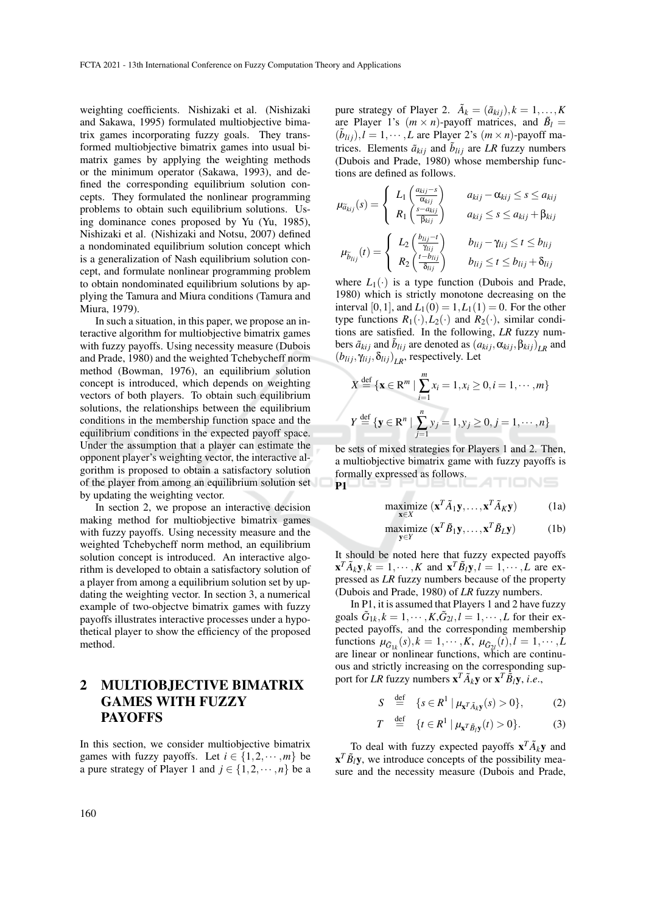weighting coefficients. Nishizaki et al. (Nishizaki and Sakawa, 1995) formulated multiobjective bimatrix games incorporating fuzzy goals. They transformed multiobjective bimatrix games into usual bimatrix games by applying the weighting methods or the minimum operator (Sakawa, 1993), and defined the corresponding equilibrium solution concepts. They formulated the nonlinear programming problems to obtain such equilibrium solutions. Using dominance cones proposed by Yu (Yu, 1985), Nishizaki et al. (Nishizaki and Notsu, 2007) defined a nondominated equilibrium solution concept which is a generalization of Nash equilibrium solution concept, and formulate nonlinear programming problem to obtain nondominated equilibrium solutions by applying the Tamura and Miura conditions (Tamura and Miura, 1979).

In such a situation, in this paper, we propose an interactive algorithm for multiobjective bimatrix games with fuzzy payoffs. Using necessity measure (Dubois and Prade, 1980) and the weighted Tchebycheff norm method (Bowman, 1976), an equilibrium solution concept is introduced, which depends on weighting vectors of both players. To obtain such equilibrium solutions, the relationships between the equilibrium conditions in the membership function space and the equilibrium conditions in the expected payoff space. Under the assumption that a player can estimate the opponent player's weighting vector, the interactive algorithm is proposed to obtain a satisfactory solution of the player from among an equilibrium solution set by updating the weighting vector.

In section 2, we propose an interactive decision making method for multiobjective bimatrix games with fuzzy payoffs. Using necessity measure and the weighted Tchebycheff norm method, an equilibrium solution concept is introduced. An interactive algorithm is developed to obtain a satisfactory solution of a player from among a equilibrium solution set by updating the weighting vector. In section 3, a numerical example of two-objectve bimatrix games with fuzzy payoffs illustrates interactive processes under a hypothetical player to show the efficiency of the proposed method.

## 2 MULTIOBJECTIVE BIMATRIX GAMES WITH FUZZY PAYOFFS

In this section, we consider multiobjective bimatrix games with fuzzy payoffs. Let $i \in \{1,2,\cdots,m\}$ be a pure strategy of Player 1 and $j \in \{1,2,\cdots,n\}$ be a pure strategy of Player 2. $\tilde{A}_k = (\tilde{a}_{kij}), k = 1,\ldots,K$ are Player 1's $(m \times n)$-payoff matrices, and $\tilde{B}_l = (\tilde{b}_{lij}), l = 1,\cdots,L$ are Player 2's $(m \times n)$-payoff matrices. Elements $\tilde{a}_{kij}$ and $\tilde{b}_{lij}$ are *LR* fuzzy numbers (Dubois and Prade, 1980) whose membership functions are defined as follows.

$$\mu_{\tilde{a}_{kij}}(s) = \begin{cases} L_1\left(\frac{a_{kij}-s}{\alpha_{kij}}\right) & a_{kij} - \alpha_{kij} \leq s \leq a_{kij} \\ R_1\left(\frac{s-a_{kij}}{\beta_{kij}}\right) & a_{kij} \leq s \leq a_{kij} + \beta_{kij} \end{cases}$$

$$\mu_{\tilde{b}_{lij}}(t) = \begin{cases} L_2\left(\frac{b_{lij}-t}{\gamma_{lij}}\right) & b_{lij} - \gamma_{lij} \leq t \leq b_{lij} \\ R_2\left(\frac{t-b_{lij}}{\delta_{lij}}\right) & b_{lij} \leq t \leq b_{lij} + \delta_{lij} \end{cases}$$

where $L_1(\cdot)$ is a type function (Dubois and Prade, 1980) which is strictly monotone decreasing on the interval $[0,1]$, and $L_1(0) = 1, L_1(1) = 0$. For the other type functions $R_1(\cdot), L_2(\cdot)$ and $R_2(\cdot)$, similar conditions are satisfied. In the following, *LR* fuzzy numbers $\tilde{a}_{kij}$ and $\tilde{b}_{lij}$ are denoted as $(a_{kij}, \alpha_{kij}, \beta_{kij})_{LR}$ and $(b_{lij}, \gamma_{lij}, \delta_{lij})_{LR}$, respectively. Let

$$X \stackrel{\text{def}}{=} \{\mathbf{x} \in \mathbf{R}^m \mid \sum_{i=1}^{m} x_i = 1, x_i \geq 0, i = 1,\cdots,m\}$$

$$Y \stackrel{\text{def}}{=} \{\mathbf{y} \in \mathbf{R}^n \mid \sum_{j=1}^{n} y_j = 1, y_j \geq 0, j = 1,\cdots,n\}$$

be sets of mixed strategies for Players 1 and 2. Then, a multiobjective bimatrix game with fuzzy payoffs is formally expressed as follows.

**P1**

$$\underset{\mathbf{x} \in X}{\text{maximize}}\ (\mathbf{x}^T \tilde{A}_1 \mathbf{y}, \ldots, \mathbf{x}^T \tilde{A}_K \mathbf{y}) \qquad (1a)$$

$$\underset{\mathbf{y} \in Y}{\text{maximize}}\ (\mathbf{x}^T \tilde{B}_1 \mathbf{y}, \ldots, \mathbf{x}^T \tilde{B}_L \mathbf{y}) \qquad (1b)$$

It should be noted here that fuzzy expected payoffs $\mathbf{x}^T \tilde{A}_k \mathbf{y}, k = 1,\cdots,K$ and $\mathbf{x}^T \tilde{B}_l \mathbf{y}, l = 1,\cdots,L$ are expressed as *LR* fuzzy numbers because of the property (Dubois and Prade, 1980) of *LR* fuzzy numbers.

In P1, it is assumed that Players 1 and 2 have fuzzy goals $\tilde{G}_{1k}, k = 1,\cdots,K, \tilde{G}_{2l}, l = 1,\cdots,L$ for their expected payoffs, and the corresponding membership functions $\mu_{\tilde{G}_{1k}}(s), k = 1,\cdots,K$, $\mu_{\tilde{G}_{2l}}(t), l = 1,\cdots,L$ are linear or nonlinear functions, which are continuous and strictly increasing on the corresponding support for *LR* fuzzy numbers $\mathbf{x}^T \tilde{A}_k \mathbf{y}$ or $\mathbf{x}^T \tilde{B}_l \mathbf{y}$, *i.e.*,

$$S \stackrel{\text{def}}{=} \{s \in R^1 \mid \mu_{\mathbf{x}^T \tilde{A}_k \mathbf{y}}(s) > 0\}, \qquad (2)$$

$$T \stackrel{\text{def}}{=} \{t \in R^1 \mid \mu_{\mathbf{x}^T \tilde{B}_l \mathbf{y}}(t) > 0\}. \qquad (3)$$

To deal with fuzzy expected payoffs $\mathbf{x}^T \tilde{A}_k \mathbf{y}$ and $\mathbf{x}^T \tilde{B}_l \mathbf{y}$, we introduce concepts of the possibility measure and the necessity measure (Dubois and Prade,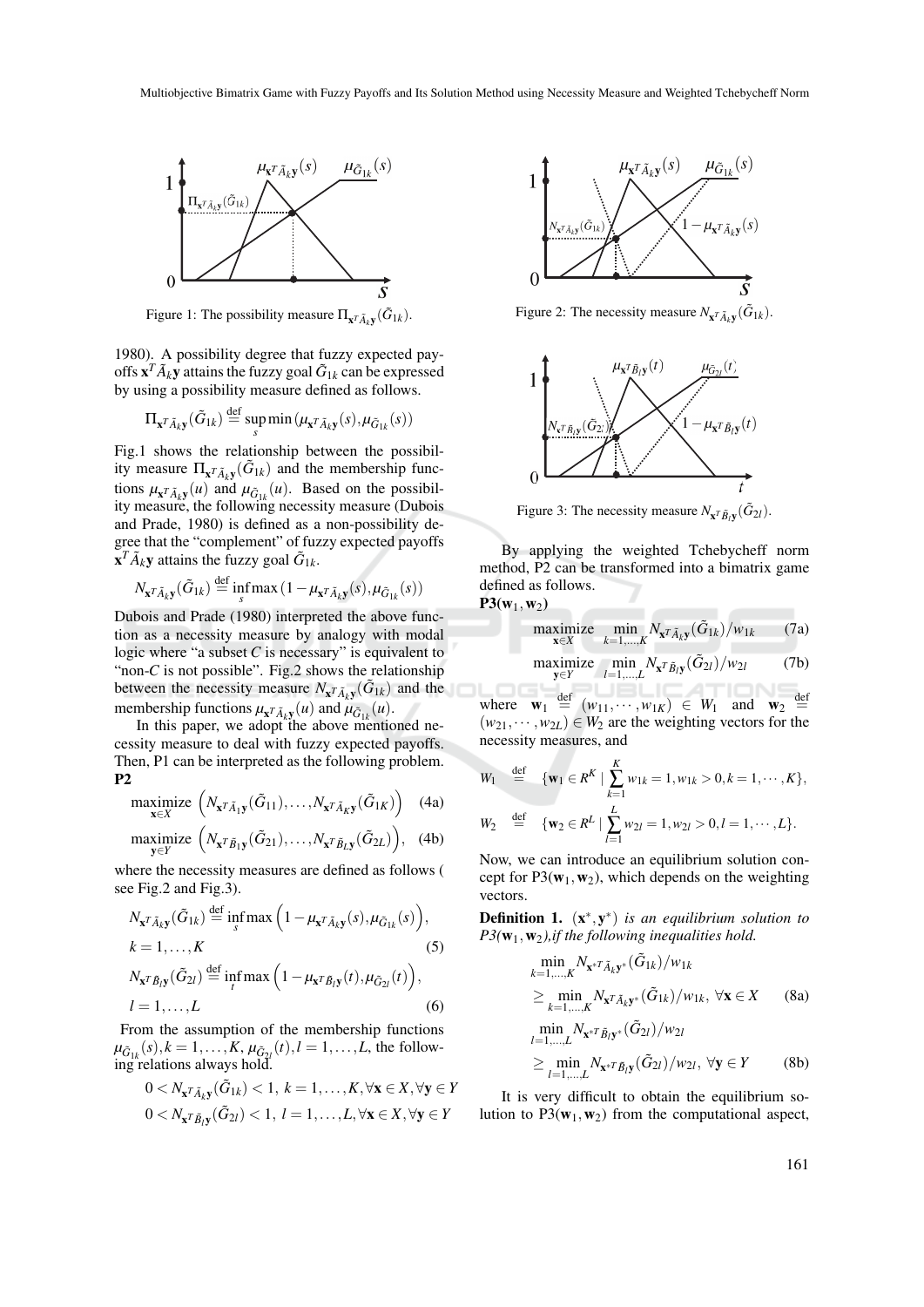Figure 1: The possibility measure $\Pi_{\mathbf{x}^T\tilde{A}_k\mathbf{y}}(\tilde{G}_{1k})$.

1980). A possibility degree that fuzzy expected payoffs $\mathbf{x}^T\tilde{A}_k\mathbf{y}$ attains the fuzzy goal $\tilde{G}_{1k}$ can be expressed by using a possibility measure defined as follows.

$$\Pi_{\mathbf{x}^T\tilde{A}_k\mathbf{y}}(\tilde{G}_{1k}) \stackrel{\text{def}}{=} \sup_s \min(\mu_{\mathbf{x}^T\tilde{A}_k\mathbf{y}}(s), \mu_{\tilde{G}_{1k}}(s))$$

Fig.1 shows the relationship between the possibility measure $\Pi_{\mathbf{x}^T\tilde{A}_k\mathbf{y}}(\tilde{G}_{1k})$ and the membership functions $\mu_{\mathbf{x}^T\tilde{A}_k\mathbf{y}}(u)$ and $\mu_{\tilde{G}_{1k}}(u)$. Based on the possibility measure, the following necessity measure (Dubois and Prade, 1980) is defined as a non-possibility degree that the "complement" of fuzzy expected payoffs $\mathbf{x}^T\tilde{A}_k\mathbf{y}$ attains the fuzzy goal $\tilde{G}_{1k}$.

$$N_{\mathbf{x}^T\tilde{A}_k\mathbf{y}}(\tilde{G}_{1k}) \stackrel{\text{def}}{=} \inf_s \max(1 - \mu_{\mathbf{x}^T\tilde{A}_k\mathbf{y}}(s), \mu_{\tilde{G}_{1k}}(s))$$

Dubois and Prade (1980) interpreted the above function as a necessity measure by analogy with modal logic where "a subset $C$ is necessary" is equivalent to "non-$C$ is not possible". Fig.2 shows the relationship between the necessity measure $N_{\mathbf{x}^T\tilde{A}_k\mathbf{y}}(\tilde{G}_{1k})$ and the membership functions $\mu_{\mathbf{x}^T\tilde{A}_k\mathbf{y}}(u)$ and $\mu_{\tilde{G}_{1k}}(u)$.

In this paper, we adopt the above mentioned necessity measure to deal with fuzzy expected payoffs. Then, P1 can be interpreted as the following problem.

**P2**

$$\underset{\mathbf{x}\in X}{\text{maximize}} \ \left(N_{\mathbf{x}^T\tilde{A}_1\mathbf{y}}(\tilde{G}_{11}), \ldots, N_{\mathbf{x}^T\tilde{A}_K\mathbf{y}}(\tilde{G}_{1K})\right) \quad \text{(4a)}$$

$$\underset{\mathbf{y}\in Y}{\text{maximize}} \ \left(N_{\mathbf{x}^T\tilde{B}_1\mathbf{y}}(\tilde{G}_{21}), \ldots, N_{\mathbf{x}^T\tilde{B}_L\mathbf{y}}(\tilde{G}_{2L})\right), \quad \text{(4b)}$$

where the necessity measures are defined as follows ( see Fig.2 and Fig.3).

$$N_{\mathbf{x}^T\tilde{A}_k\mathbf{y}}(\tilde{G}_{1k}) \stackrel{\text{def}}{=} \inf_s \max\left(1 - \mu_{\mathbf{x}^T\tilde{A}_k\mathbf{y}}(s), \mu_{\tilde{G}_{1k}}(s)\right),$$
$$k = 1, \ldots, K \quad (5)$$

$$N_{\mathbf{x}^T\tilde{B}_l\mathbf{y}}(\tilde{G}_{2l}) \stackrel{\text{def}}{=} \inf_t \max\left(1 - \mu_{\mathbf{x}^T\tilde{B}_l\mathbf{y}}(t), \mu_{\tilde{G}_{2l}}(t)\right),$$
$$l = 1, \ldots, L \quad (6)$$

From the assumption of the membership functions $\mu_{\tilde{G}_{1k}}(s), k = 1, \ldots, K$, $\mu_{\tilde{G}_{2l}}(t), l = 1, \ldots, L$, the following relations always hold.

$$0 < N_{\mathbf{x}^T\tilde{A}_k\mathbf{y}}(\tilde{G}_{1k}) < 1, \ k = 1, \ldots, K, \forall \mathbf{x} \in X, \forall \mathbf{y} \in Y$$
$$0 < N_{\mathbf{x}^T\tilde{B}_l\mathbf{y}}(\tilde{G}_{2l}) < 1, \ l = 1, \ldots, L, \forall \mathbf{x} \in X, \forall \mathbf{y} \in Y$$

Figure 2: The necessity measure $N_{\mathbf{x}^T\tilde{A}_k\mathbf{y}}(\tilde{G}_{1k})$.

Figure 3: The necessity measure $N_{\mathbf{x}^T\tilde{B}_l\mathbf{y}}(\tilde{G}_{2l})$.

By applying the weighted Tchebycheff norm method, P2 can be transformed into a bimatrix game defined as follows.

**P3($\mathbf{w}_1, \mathbf{w}_2$)**

$$\underset{\mathbf{x}\in X}{\text{maximize}} \ \min_{k=1,\ldots,K} N_{\mathbf{x}^T\tilde{A}_k\mathbf{y}}(\tilde{G}_{1k})/w_{1k} \quad \text{(7a)}$$

$$\underset{\mathbf{y}\in Y}{\text{maximize}} \ \min_{l=1,\ldots,L} N_{\mathbf{x}^T\tilde{B}_l\mathbf{y}}(\tilde{G}_{2l})/w_{2l} \quad \text{(7b)}$$

where $\mathbf{w}_1 \stackrel{\text{def}}{=} (w_{11}, \cdots, w_{1K}) \in W_1$ and $\mathbf{w}_2 \stackrel{\text{def}}{=} (w_{21}, \cdots, w_{2L}) \in W_2$ are the weighting vectors for the necessity measures, and

$$W_1 \stackrel{\text{def}}{=} \{\mathbf{w}_1 \in R^K \mid \sum_{k=1}^{K} w_{1k} = 1, w_{1k} > 0, k = 1, \cdots, K\},$$

$$W_2 \stackrel{\text{def}}{=} \{\mathbf{w}_2 \in R^L \mid \sum_{l=1}^{L} w_{2l} = 1, w_{2l} > 0, l = 1, \cdots, L\}.$$

Now, we can introduce an equilibrium solution concept for P3($\mathbf{w}_1, \mathbf{w}_2$), which depends on the weighting vectors.

**Definition 1.** *$(\mathbf{x}^*, \mathbf{y}^*)$ is an equilibrium solution to P3($\mathbf{w}_1, \mathbf{w}_2$),if the following inequalities hold.*

$$\min_{k=1,\ldots,K} N_{\mathbf{x}^{*T}\tilde{A}_k\mathbf{y}^*}(\tilde{G}_{1k})/w_{1k}$$
$$\geq \min_{k=1,\ldots,K} N_{\mathbf{x}^T\tilde{A}_k\mathbf{y}^*}(\tilde{G}_{1k})/w_{1k}, \ \forall \mathbf{x} \in X \quad \text{(8a)}$$

$$\min_{l=1,\ldots,L} N_{\mathbf{x}^{*T}\tilde{B}_l\mathbf{y}^*}(\tilde{G}_{2l})/w_{2l}$$
$$\geq \min_{l=1,\ldots,L} N_{\mathbf{x}^{*T}\tilde{B}_l\mathbf{y}}(\tilde{G}_{2l})/w_{2l}, \ \forall \mathbf{y} \in Y \quad \text{(8b)}$$

It is very difficult to obtain the equilibrium solution to P3($\mathbf{w}_1, \mathbf{w}_2$) from the computational aspect,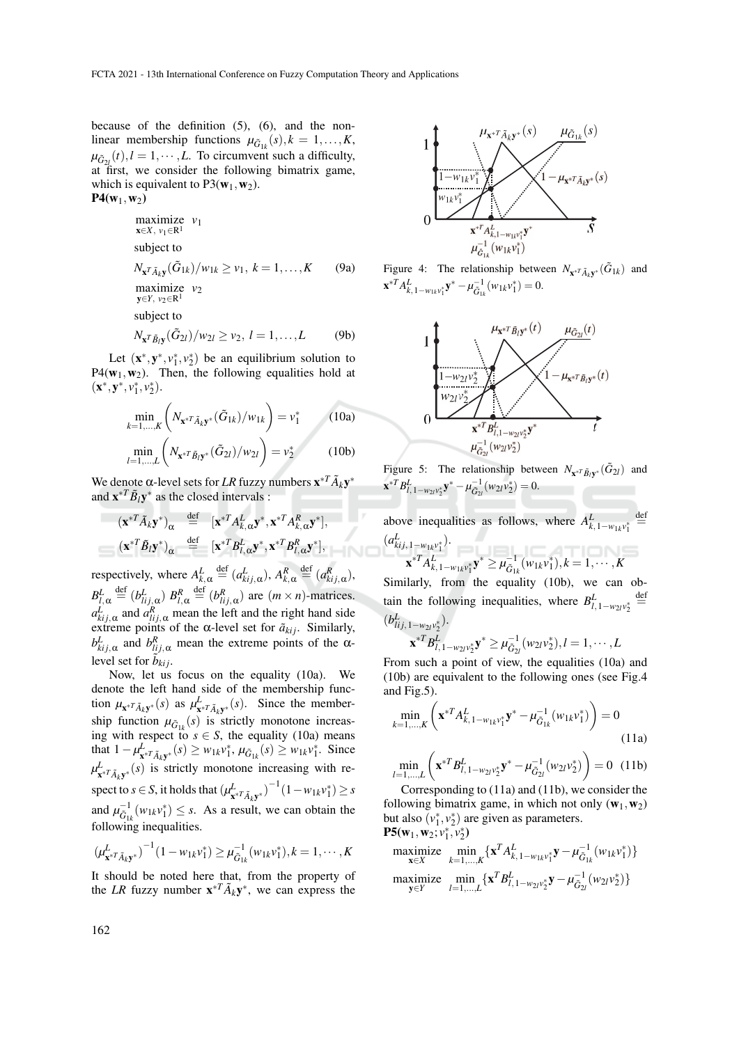because of the definition (5), (6), and the nonlinear membership functions $\mu_{\tilde{G}_{1k}}(s), k = 1,\ldots,K$, $\mu_{\tilde{G}_{2l}}(t), l = 1,\cdots,L$. To circumvent such a difficulty, at first, we consider the following bimatrix game, which is equivalent to P3($\mathbf{w}_1,\mathbf{w}_2$).

**P4($\mathbf{w}_1,\mathbf{w}_2$)**

$$\underset{\mathbf{x}\in X,\ v_1\in\mathbb{R}^1}{\text{maximize}}\ v_1$$

subject to

$$N_{\mathbf{x}^T\tilde{A}_k\mathbf{y}}(\tilde{G}_{1k})/w_{1k} \geq v_1,\ k=1,\ldots,K \qquad (9a)$$

$$\underset{\mathbf{y}\in Y,\ v_2\in\mathbb{R}^1}{\text{maximize}}\ v_2$$

subject to

$$N_{\mathbf{x}^T\tilde{B}_l\mathbf{y}}(\tilde{G}_{2l})/w_{2l} \geq v_2,\ l=1,\ldots,L \qquad (9b)$$

Let $(\mathbf{x}^*,\mathbf{y}^*,v_1^*,v_2^*)$ be an equilibrium solution to P4($\mathbf{w}_1,\mathbf{w}_2$). Then, the following equalities hold at $(\mathbf{x}^*,\mathbf{y}^*,v_1^*,v_2^*)$.

$$\min_{k=1,\ldots,K}\left(N_{\mathbf{x}^{*T}\tilde{A}_k\mathbf{y}^*}(\tilde{G}_{1k})/w_{1k}\right) = v_1^* \qquad (10a)$$

$$\min_{l=1,\ldots,L}\left(N_{\mathbf{x}^{*T}\tilde{B}_l\mathbf{y}^*}(\tilde{G}_{2l})/w_{2l}\right) = v_2^* \qquad (10b)$$

We denote $\alpha$-level sets for *LR* fuzzy numbers $\mathbf{x}^{*T}\tilde{A}_k\mathbf{y}^*$ and $\mathbf{x}^{*T}\tilde{B}_l\mathbf{y}^*$ as the closed intervals :

$$(\mathbf{x}^{*T}\tilde{A}_k\mathbf{y}^*)_\alpha \stackrel{\text{def}}{=} [\mathbf{x}^{*T}A^L_{k,\alpha}\mathbf{y}^*, \mathbf{x}^{*T}A^R_{k,\alpha}\mathbf{y}^*],$$

$$(\mathbf{x}^{*T}\tilde{B}_l\mathbf{y}^*)_\alpha \stackrel{\text{def}}{=} [\mathbf{x}^{*T}B^L_{l,\alpha}\mathbf{y}^*, \mathbf{x}^{*T}B^R_{l,\alpha}\mathbf{y}^*],$$

respectively, where $A^L_{k,\alpha} \stackrel{\text{def}}{=} (a^L_{kij,\alpha})$, $A^R_{k,\alpha} \stackrel{\text{def}}{=} (a^R_{kij,\alpha})$, $B^L_{l,\alpha} \stackrel{\text{def}}{=} (b^L_{lij,\alpha})$ $B^R_{l,\alpha} \stackrel{\text{def}}{=} (b^R_{lij,\alpha})$ are $(m\times n)$-matrices. $a^L_{kij,\alpha}$ and $a^R_{lij,\alpha}$ mean the left and the right hand side extreme points of the $\alpha$-level set for $\tilde{a}_{kij}$. Similarly, $b^L_{kij,\alpha}$ and $b^R_{lij,\alpha}$ mean the extreme points of the $\alpha$-level set for $\tilde{b}_{kij}$.

Now, let us focus on the equality (10a). We denote the left hand side of the membership function $\mu_{\mathbf{x}^{*T}\tilde{A}_k\mathbf{y}^*}(s)$ as $\mu^L_{\mathbf{x}^{*T}\tilde{A}_k\mathbf{y}^*}(s)$. Since the membership function $\mu_{\tilde{G}_{1k}}(s)$ is strictly monotone increasing with respect to $s \in S$, the equality (10a) means that $1-\mu^L_{\mathbf{x}^{*T}\tilde{A}_k\mathbf{y}^*}(s) \geq w_{1k}v_1^*$, $\mu_{\tilde{G}_{1k}}(s) \geq w_{1k}v_1^*$. Since $\mu^L_{\mathbf{x}^{*T}\tilde{A}_k\mathbf{y}^*}(s)$ is strictly monotone increasing with respect to $s\in S$, it holds that $(\mu^L_{\mathbf{x}^{*T}\tilde{A}_k\mathbf{y}^*})^{-1}(1-w_{1k}v_1^*) \geq s$ and $\mu^{-1}_{\tilde{G}_{1k}}(w_{1k}v_1^*) \leq s$. As a result, we can obtain the following inequalities.

$$(\mu^L_{\mathbf{x}^{*T}\tilde{A}_k\mathbf{y}^*})^{-1}(1-w_{1k}v_1^*) \geq \mu^{-1}_{\tilde{G}_{1k}}(w_{1k}v_1^*), k=1,\cdots,K$$

It should be noted here that, from the property of the *LR* fuzzy number $\mathbf{x}^{*T}\tilde{A}_k\mathbf{y}^*$, we can express the above inequalities as follows, where $A^L_{k,1-w_{1k}v_1^*} \stackrel{\text{def}}{=} (a^L_{kij,1-w_{1k}v_1^*})$.

$$\mathbf{x}^{*T}A^L_{k,1-w_{1k}v_1^*}\mathbf{y}^* \geq \mu^{-1}_{\tilde{G}_{1k}}(w_{1k}v_1^*), k=1,\cdots,K$$

Similarly, from the equality (10b), we can obtain the following inequalities, where $B^L_{l,1-w_{2l}v_2^*} \stackrel{\text{def}}{=} (b^L_{lij,1-w_{2l}v_2^*})$.

$$\mathbf{x}^{*T}B^L_{l,1-w_{2l}v_2^*}\mathbf{y}^* \geq \mu^{-1}_{\tilde{G}_{2l}}(w_{2l}v_2^*), l=1,\cdots,L$$

From such a point of view, the equalities (10a) and (10b) are equivalent to the following ones (see Fig.4 and Fig.5).

$$\min_{k=1,\ldots,K}\left(\mathbf{x}^{*T}A^L_{k,1-w_{1k}v_1^*}\mathbf{y}^* - \mu^{-1}_{\tilde{G}_{1k}}(w_{1k}v_1^*)\right) = 0 \qquad (11a)$$

$$\min_{l=1,\ldots,L}\left(\mathbf{x}^{*T}B^L_{l,1-w_{2l}v_2^*}\mathbf{y}^* - \mu^{-1}_{\tilde{G}_{2l}}(w_{2l}v_2^*)\right) = 0 \qquad (11b)$$

Figure 4: The relationship between $N_{\mathbf{x}^{*T}\tilde{A}_k\mathbf{y}^*}(\tilde{G}_{1k})$ and $\mathbf{x}^{*T}A^L_{k,1-w_{1k}v_1^*}\mathbf{y}^* - \mu^{-1}_{\tilde{G}_{1k}}(w_{1k}v_1^*) = 0$.

Figure 5: The relationship between $N_{\mathbf{x}^{*T}\tilde{B}_l\mathbf{y}^*}(\tilde{G}_{2l})$ and $\mathbf{x}^{*T}B^L_{l,1-w_{2l}v_2^*}\mathbf{y}^* - \mu^{-1}_{\tilde{G}_{2l}}(w_{2l}v_2^*) = 0$.

Corresponding to (11a) and (11b), we consider the following bimatrix game, in which not only $(\mathbf{w}_1,\mathbf{w}_2)$ but also $(v_1^*,v_2^*)$ are given as parameters.

**P5($\mathbf{w}_1,\mathbf{w}_2;v_1^*,v_2^*$)**

$$\underset{\mathbf{x}\in X}{\text{maximize}}\ \min_{k=1,\ldots,K}\{\mathbf{x}^T A^L_{k,1-w_{1k}v_1^*}\mathbf{y} - \mu^{-1}_{\tilde{G}_{1k}}(w_{1k}v_1^*)\}$$

$$\underset{\mathbf{y}\in Y}{\text{maximize}}\ \min_{l=1,\ldots,L}\{\mathbf{x}^T B^L_{l,1-w_{2l}v_2^*}\mathbf{y} - \mu^{-1}_{\tilde{G}_{2l}}(w_{2l}v_2^*)\}$$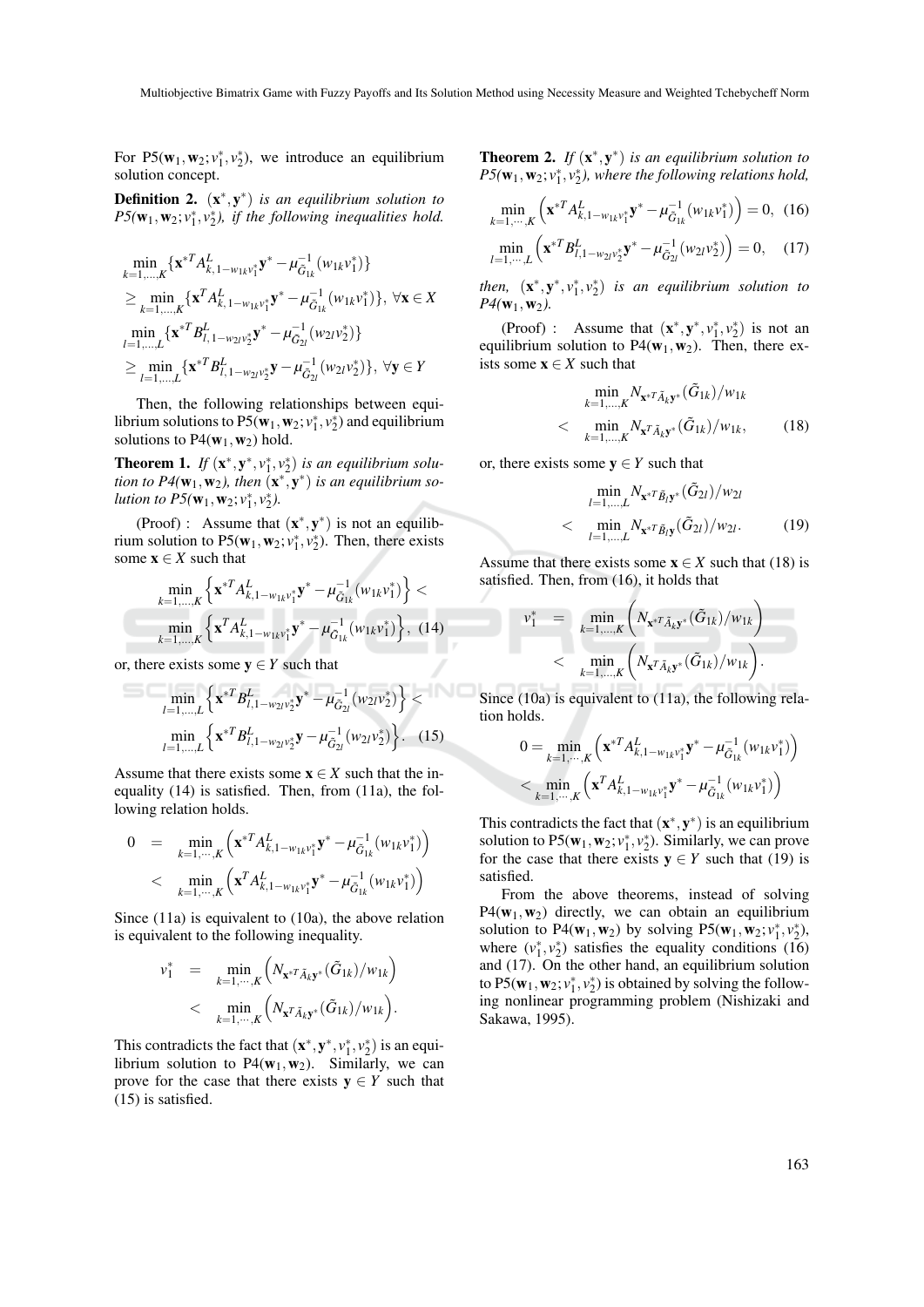For P5($\mathbf{w}_1, \mathbf{w}_2; v_1^*, v_2^*$), we introduce an equilibrium solution concept.

**Definition 2.** $(\mathbf{x}^*, \mathbf{y}^*)$ *is an equilibrium solution to P5($\mathbf{w}_1, \mathbf{w}_2; v_1^*, v_2^*$), if the following inequalities hold.*

$$
\begin{aligned}
&\min_{k=1,\ldots,K} \{\mathbf{x}^{*T} A^L_{k,1-w_{1k}v_1^*} \mathbf{y}^* - \mu^{-1}_{\tilde{G}_{1k}}(w_{1k}v_1^*)\} \\
&\geq \min_{k=1,\ldots,K} \{\mathbf{x}^T A^L_{k,1-w_{1k}v_1^*} \mathbf{y}^* - \mu^{-1}_{\tilde{G}_{1k}}(w_{1k}v_1^*)\}, \ \forall \mathbf{x} \in X \\
&\min_{l=1,\ldots,L} \{\mathbf{x}^{*T} B^L_{l,1-w_{2l}v_2^*} \mathbf{y}^* - \mu^{-1}_{\tilde{G}_{2l}}(w_{2l}v_2^*)\} \\
&\geq \min_{l=1,\ldots,L} \{\mathbf{x}^{*T} B^L_{l,1-w_{2l}v_2^*} \mathbf{y} - \mu^{-1}_{\tilde{G}_{2l}}(w_{2l}v_2^*)\}, \ \forall \mathbf{y} \in Y
\end{aligned}
$$

Then, the following relationships between equilibrium solutions to P5($\mathbf{w}_1, \mathbf{w}_2; v_1^*, v_2^*$) and equilibrium solutions to P4($\mathbf{w}_1, \mathbf{w}_2$) hold.

**Theorem 1.** *If $(\mathbf{x}^*, \mathbf{y}^*, v_1^*, v_2^*)$ is an equilibrium solution to P4($\mathbf{w}_1, \mathbf{w}_2$), then $(\mathbf{x}^*, \mathbf{y}^*)$ is an equilibrium solution to P5($\mathbf{w}_1, \mathbf{w}_2; v_1^*, v_2^*$).*

(Proof) : Assume that $(\mathbf{x}^*, \mathbf{y}^*)$ is not an equilibrium solution to P5($\mathbf{w}_1, \mathbf{w}_2; v_1^*, v_2^*$). Then, there exists some $\mathbf{x} \in X$ such that

$$
\begin{aligned}
&\min_{k=1,\ldots,K} \left\{\mathbf{x}^{*T} A^L_{k,1-w_{1k}v_1^*} \mathbf{y}^* - \mu^{-1}_{\tilde{G}_{1k}}(w_{1k}v_1^*)\right\} < \\
&\min_{k=1,\ldots,K} \left\{\mathbf{x}^T A^L_{k,1-w_{1k}v_1^*} \mathbf{y}^* - \mu^{-1}_{\tilde{G}_{1k}}(w_{1k}v_1^*)\right\}, \quad (14)
\end{aligned}
$$

or, there exists some $\mathbf{y} \in Y$ such that

$$
\begin{aligned}
&\min_{l=1,\ldots,L} \left\{\mathbf{x}^{*T} B^L_{l,1-w_{2l}v_2^*} \mathbf{y}^* - \mu^{-1}_{\tilde{G}_{2l}}(w_{2l}v_2^*)\right\} < \\
&\min_{l=1,\ldots,L} \left\{\mathbf{x}^{*T} B^L_{l,1-w_{2l}v_2^*} \mathbf{y} - \mu^{-1}_{\tilde{G}_{2l}}(w_{2l}v_2^*)\right\}. \quad (15)
\end{aligned}
$$

Assume that there exists some $\mathbf{x} \in X$ such that the inequality (14) is satisfied. Then, from (11a), the following relation holds.

$$
\begin{aligned}
0 &= \min_{k=1,\cdots,K} \left(\mathbf{x}^{*T} A^L_{k,1-w_{1k}v_1^*} \mathbf{y}^* - \mu^{-1}_{\tilde{G}_{1k}}(w_{1k}v_1^*)\right) \\
&< \min_{k=1,\cdots,K} \left(\mathbf{x}^T A^L_{k,1-w_{1k}v_1^*} \mathbf{y}^* - \mu^{-1}_{\tilde{G}_{1k}}(w_{1k}v_1^*)\right)
\end{aligned}
$$

Since (11a) is equivalent to (10a), the above relation is equivalent to the following inequality.

$$
\begin{aligned}
v_1^* &= \min_{k=1,\cdots,K} \left(N_{\mathbf{x}^{*T}\tilde{A}_k\mathbf{y}^*}(\tilde{G}_{1k})/w_{1k}\right) \\
&< \min_{k=1,\cdots,K} \left(N_{\mathbf{x}^T\tilde{A}_k\mathbf{y}^*}(\tilde{G}_{1k})/w_{1k}\right).
\end{aligned}
$$

This contradicts the fact that $(\mathbf{x}^*, \mathbf{y}^*, v_1^*, v_2^*)$ is an equilibrium solution to P4($\mathbf{w}_1, \mathbf{w}_2$). Similarly, we can prove for the case that there exists $\mathbf{y} \in Y$ such that (15) is satisfied.

**Theorem 2.** *If $(\mathbf{x}^*, \mathbf{y}^*)$ is an equilibrium solution to P5($\mathbf{w}_1, \mathbf{w}_2; v_1^*, v_2^*$), where the following relations hold,*

$$
\min_{k=1,\cdots,K} \left(\mathbf{x}^{*T} A^L_{k,1-w_{1k}v_1^*} \mathbf{y}^* - \mu^{-1}_{\tilde{G}_{1k}}(w_{1k}v_1^*)\right) = 0, \quad (16)
$$

$$
\min_{l=1,\cdots,L} \left(\mathbf{x}^{*T} B^L_{l,1-w_{2l}v_2^*} \mathbf{y}^* - \mu^{-1}_{\tilde{G}_{2l}}(w_{2l}v_2^*)\right) = 0, \quad (17)
$$

*then, $(\mathbf{x}^*, \mathbf{y}^*, v_1^*, v_2^*)$ is an equilibrium solution to P4($\mathbf{w}_1, \mathbf{w}_2$).*

(Proof) : Assume that $(\mathbf{x}^*, \mathbf{y}^*, v_1^*, v_2^*)$ is not an equilibrium solution to P4($\mathbf{w}_1, \mathbf{w}_2$). Then, there exists some $\mathbf{x} \in X$ such that

$$
\begin{aligned}
&\min_{k=1,\ldots,K} N_{\mathbf{x}^{*T}\tilde{A}_k\mathbf{y}^*}(\tilde{G}_{1k})/w_{1k} \\
<\ &\min_{k=1,\ldots,K} N_{\mathbf{x}^T\tilde{A}_k\mathbf{y}^*}(\tilde{G}_{1k})/w_{1k}, \quad (18)
\end{aligned}
$$

or, there exists some $\mathbf{y} \in Y$ such that

$$
\begin{aligned}
&\min_{l=1,\ldots,L} N_{\mathbf{x}^{*T}\tilde{B}_l\mathbf{y}^*}(\tilde{G}_{2l})/w_{2l} \\
<\ &\min_{l=1,\ldots,L} N_{\mathbf{x}^{*T}\tilde{B}_l\mathbf{y}}(\tilde{G}_{2l})/w_{2l}. \quad (19)
\end{aligned}
$$

Assume that there exists some $\mathbf{x} \in X$ such that (18) is satisfied. Then, from (16), it holds that

$$
\begin{aligned}
v_1^* &= \min_{k=1,\ldots,K} \left(N_{\mathbf{x}^{*T}\tilde{A}_k\mathbf{y}^*}(\tilde{G}_{1k})/w_{1k}\right) \\
&< \min_{k=1,\ldots,K} \left(N_{\mathbf{x}^T\tilde{A}_k\mathbf{y}^*}(\tilde{G}_{1k})/w_{1k}\right).
\end{aligned}
$$

Since (10a) is equivalent to (11a), the following relation holds.

$$
\begin{aligned}
0 &= \min_{k=1,\cdots,K} \left(\mathbf{x}^{*T} A^L_{k,1-w_{1k}v_1^*} \mathbf{y}^* - \mu^{-1}_{\tilde{G}_{1k}}(w_{1k}v_1^*)\right) \\
&< \min_{k=1,\cdots,K} \left(\mathbf{x}^T A^L_{k,1-w_{1k}v_1^*} \mathbf{y}^* - \mu^{-1}_{\tilde{G}_{1k}}(w_{1k}v_1^*)\right)
\end{aligned}
$$

This contradicts the fact that $(\mathbf{x}^*, \mathbf{y}^*)$ is an equilibrium solution to P5($\mathbf{w}_1, \mathbf{w}_2; v_1^*, v_2^*$). Similarly, we can prove for the case that there exists $\mathbf{y} \in Y$ such that (19) is satisfied.

From the above theorems, instead of solving P4($\mathbf{w}_1, \mathbf{w}_2$) directly, we can obtain an equilibrium solution to P4($\mathbf{w}_1, \mathbf{w}_2$) by solving P5($\mathbf{w}_1, \mathbf{w}_2; v_1^*, v_2^*$), where $(v_1^*, v_2^*)$ satisfies the equality conditions (16) and (17). On the other hand, an equilibrium solution to P5($\mathbf{w}_1, \mathbf{w}_2; v_1^*, v_2^*$) is obtained by solving the following nonlinear programming problem (Nishizaki and Sakawa, 1995).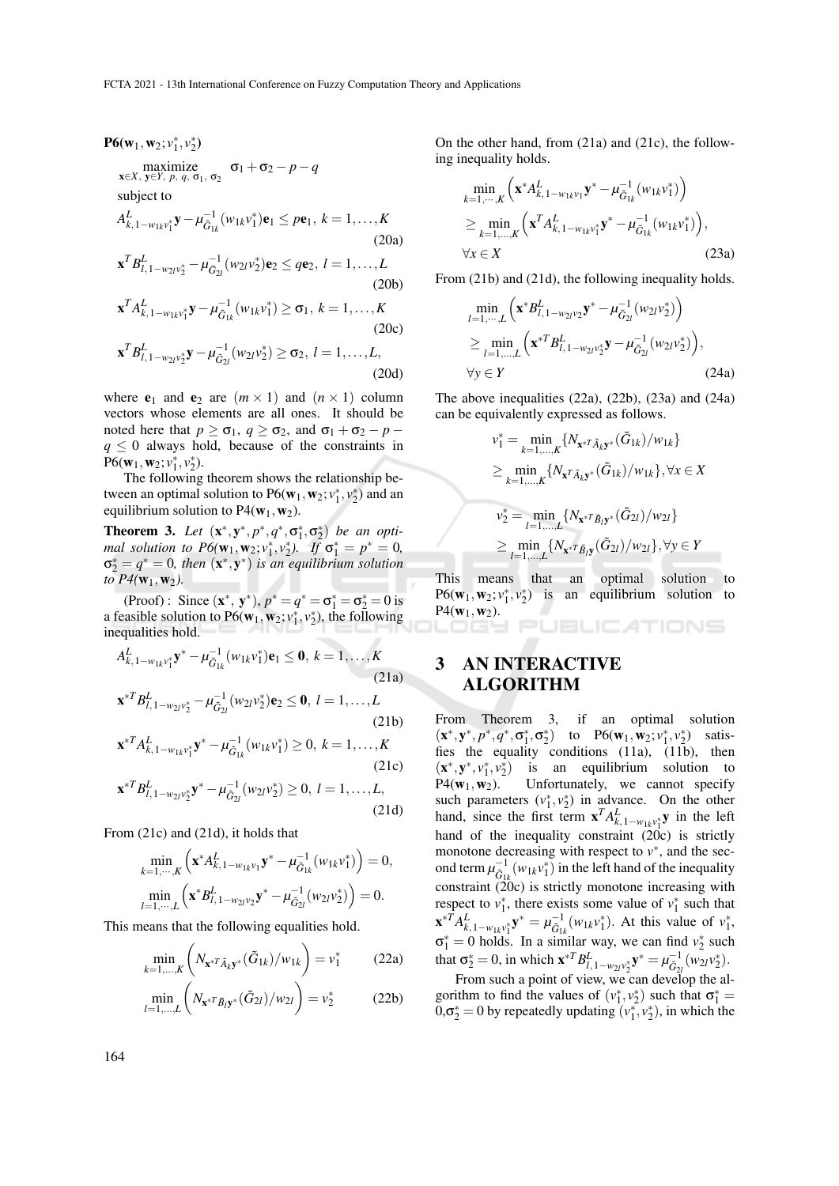**P6**($\mathbf{w}_1, \mathbf{w}_2; v_1^*, v_2^*$)

$$\underset{\mathbf{x}\in X,\ \mathbf{y}\in Y,\ p,\ q,\ \sigma_1,\ \sigma_2}{\text{maximize}} \quad \sigma_1 + \sigma_2 - p - q$$

subject to

$$A^L_{k,1-w_{1k}v_1^*}\mathbf{y} - \mu^{-1}_{\tilde{G}_{1k}}(w_{1k}v_1^*)\mathbf{e}_1 \le p\mathbf{e}_1,\ k = 1,\ldots,K \tag{20a}$$

$$\mathbf{x}^T B^L_{l,1-w_{2l}v_2^*} - \mu^{-1}_{\tilde{G}_{2l}}(w_{2l}v_2^*)\mathbf{e}_2 \le q\mathbf{e}_2,\ l = 1,\ldots,L \tag{20b}$$

$$\mathbf{x}^T A^L_{k,1-w_{1k}v_1^*}\mathbf{y} - \mu^{-1}_{\tilde{G}_{1k}}(w_{1k}v_1^*) \ge \sigma_1,\ k = 1,\ldots,K \tag{20c}$$

$$\mathbf{x}^T B^L_{l,1-w_{2l}v_2^*}\mathbf{y} - \mu^{-1}_{\tilde{G}_{2l}}(w_{2l}v_2^*) \ge \sigma_2,\ l = 1,\ldots,L, \tag{20d}$$

where $\mathbf{e}_1$ and $\mathbf{e}_2$ are $(m\times 1)$ and $(n\times 1)$ column vectors whose elements are all ones. It should be noted here that $p \ge \sigma_1$, $q \ge \sigma_2$, and $\sigma_1 + \sigma_2 - p - q \le 0$ always hold, because of the constraints in P6($\mathbf{w}_1, \mathbf{w}_2; v_1^*, v_2^*$).

The following theorem shows the relationship between an optimal solution to P6($\mathbf{w}_1, \mathbf{w}_2; v_1^*, v_2^*$) and an equilibrium solution to P4($\mathbf{w}_1, \mathbf{w}_2$).

**Theorem 3.** *Let* $(\mathbf{x}^*, \mathbf{y}^*, p^*, q^*, \sigma_1^*, \sigma_2^*)$ *be an optimal solution to P6*($\mathbf{w}_1, \mathbf{w}_2; v_1^*, v_2^*$). *If* $\sigma_1^* = p^* = 0$, $\sigma_2^* = q^* = 0$, *then* $(\mathbf{x}^*, \mathbf{y}^*)$ *is an equilibrium solution to P4*($\mathbf{w}_1, \mathbf{w}_2$).

(Proof) : Since $(\mathbf{x}^*, \mathbf{y}^*)$, $p^* = q^* = \sigma_1^* = \sigma_2^* = 0$ is a feasible solution to P6($\mathbf{w}_1, \mathbf{w}_2; v_1^*, v_2^*$), the following inequalities hold.

$$A^L_{k,1-w_{1k}v_1^*}\mathbf{y}^* - \mu^{-1}_{\tilde{G}_{1k}}(w_{1k}v_1^*)\mathbf{e}_1 \le \mathbf{0},\ k = 1,\ldots,K \tag{21a}$$

$$\mathbf{x}^{*T} B^L_{l,1-w_{2l}v_2^*} - \mu^{-1}_{\tilde{G}_{2l}}(w_{2l}v_2^*)\mathbf{e}_2 \le \mathbf{0},\ l = 1,\ldots,L \tag{21b}$$

$$\mathbf{x}^{*T} A^L_{k,1-w_{1k}v_1^*}\mathbf{y}^* - \mu^{-1}_{\tilde{G}_{1k}}(w_{1k}v_1^*) \ge 0,\ k = 1,\ldots,K \tag{21c}$$

$$\mathbf{x}^{*T} B^L_{l,1-w_{2l}v_2^*}\mathbf{y}^* - \mu^{-1}_{\tilde{G}_{2l}}(w_{2l}v_2^*) \ge 0,\ l = 1,\ldots,L, \tag{21d}$$

From (21c) and (21d), it holds that

$$\min_{k=1,\cdots,K}\left(\mathbf{x}^* A^L_{k,1-w_{1k}v_1}\mathbf{y}^* - \mu^{-1}_{\tilde{G}_{1k}}(w_{1k}v_1^*)\right) = 0,$$

$$\min_{l=1,\cdots,L}\left(\mathbf{x}^* B^L_{l,1-w_{2l}v_2}\mathbf{y}^* - \mu^{-1}_{\tilde{G}_{2l}}(w_{2l}v_2^*)\right) = 0.$$

This means that the following equalities hold.

$$\min_{k=1,\ldots,K}\left(N_{\mathbf{x}^{*T}\tilde{A}_k\mathbf{y}^*}(\tilde{G}_{1k})/w_{1k}\right) = v_1^* \tag{22a}$$

$$\min_{l=1,\ldots,L}\left(N_{\mathbf{x}^{*T}\tilde{B}_l\mathbf{y}^*}(\tilde{G}_{2l})/w_{2l}\right) = v_2^* \tag{22b}$$

On the other hand, from (21a) and (21c), the following inequality holds.

$$\begin{aligned}&\min_{k=1,\cdots,K}\left(\mathbf{x}^* A^L_{k,1-w_{1k}v_1}\mathbf{y}^* - \mu^{-1}_{\tilde{G}_{1k}}(w_{1k}v_1^*)\right)\\ &\ge \min_{k=1,\ldots,K}\left(\mathbf{x}^T A^L_{k,1-w_{1k}v_1^*}\mathbf{y}^* - \mu^{-1}_{\tilde{G}_{1k}}(w_{1k}v_1^*)\right),\\ &\forall x \in X\end{aligned} \tag{23a}$$

From (21b) and (21d), the following inequality holds.

$$\begin{aligned}&\min_{l=1,\cdots,L}\left(\mathbf{x}^* B^L_{l,1-w_{2l}v_2}\mathbf{y}^* - \mu^{-1}_{\tilde{G}_{2l}}(w_{2l}v_2^*)\right)\\ &\ge \min_{l=1,\ldots,L}\left(\mathbf{x}^{*T} B^L_{l,1-w_{2l}v_2^*}\mathbf{y} - \mu^{-1}_{\tilde{G}_{2l}}(w_{2l}v_2^*)\right),\\ &\forall y \in Y\end{aligned} \tag{24a}$$

The above inequalities (22a), (22b), (23a) and (24a) can be equivalently expressed as follows.

$$\begin{aligned}v_1^* &= \min_{k=1,\ldots,K}\{N_{\mathbf{x}^{*T}\tilde{A}_k\mathbf{y}^*}(\tilde{G}_{1k})/w_{1k}\}\\ &\ge \min_{k=1,\ldots,K}\{N_{\mathbf{x}^T\tilde{A}_k\mathbf{y}^*}(\tilde{G}_{1k})/w_{1k}\}, \forall x \in X\end{aligned}$$

$$\begin{aligned}v_2^* &= \min_{l=1,\ldots,L}\{N_{\mathbf{x}^{*T}\tilde{B}_l\mathbf{y}^*}(\tilde{G}_{2l})/w_{2l}\}\\ &\ge \min_{l=1,\ldots,L}\{N_{\mathbf{x}^{*T}\tilde{B}_l\mathbf{y}}(\tilde{G}_{2l})/w_{2l}\}, \forall y \in Y\end{aligned}$$

This means that an optimal solution to P6($\mathbf{w}_1, \mathbf{w}_2; v_1^*, v_2^*$) is an equilibrium solution to P4($\mathbf{w}_1, \mathbf{w}_2$).

## 3 AN INTERACTIVE ALGORITHM

From Theorem 3, if an optimal solution $(\mathbf{x}^*, \mathbf{y}^*, p^*, q^*, \sigma_1^*, \sigma_2^*)$ to P6($\mathbf{w}_1, \mathbf{w}_2; v_1^*, v_2^*$) satisfies the equality conditions (11a), (11b), then $(\mathbf{x}^*, \mathbf{y}^*, v_1^*, v_2^*)$ is an equilibrium solution to P4($\mathbf{w}_1, \mathbf{w}_2$). Unfortunately, we cannot specify such parameters $(v_1^*, v_2^*)$ in advance. On the other hand, since the first term $\mathbf{x}^T A^L_{k,1-w_{1k}v_1^*}\mathbf{y}$ in the left hand of the inequality constraint (20c) is strictly monotone decreasing with respect to $v^*$, and the second term $\mu^{-1}_{\tilde{G}_{1k}}(w_{1k}v_1^*)$ in the left hand of the inequality constraint (20c) is strictly monotone increasing with respect to $v_1^*$, there exists some value of $v_1^*$ such that $\mathbf{x}^{*T} A^L_{k,1-w_{1k}v_1^*}\mathbf{y}^* = \mu^{-1}_{\tilde{G}_{1k}}(w_{1k}v_1^*)$. At this value of $v_1^*$, $\sigma_1^* = 0$ holds. In a similar way, we can find $v_2^*$ such that $\sigma_2^* = 0$, in which $\mathbf{x}^{*T} B^L_{l,1-w_{2l}v_2^*}\mathbf{y}^* = \mu^{-1}_{\tilde{G}_{2l}}(w_{2l}v_2^*)$.

From such a point of view, we can develop the algorithm to find the values of $(v_1^*, v_2^*)$ such that $\sigma_1^* = 0, \sigma_2^* = 0$ by repeatedly updating $(v_1^*, v_2^*)$, in which the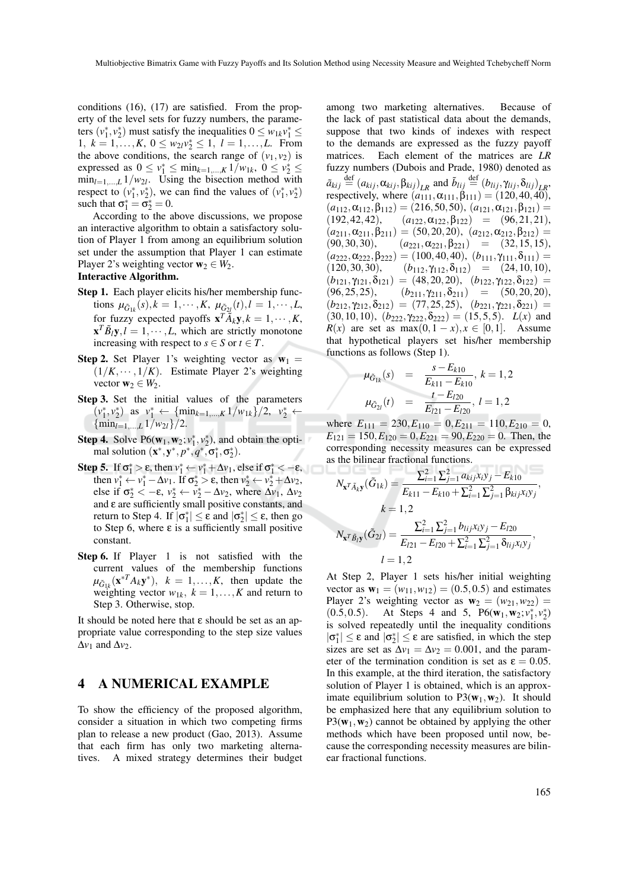conditions (16), (17) are satisfied. From the property of the level sets for fuzzy numbers, the parameters $(v_1^*, v_2^*)$ must satisfy the inequalities $0 \le w_{1k} v_1^* \le 1,\ k = 1, \ldots, K,\ 0 \le w_{2l} v_2^* \le 1,\ l = 1, \ldots, L$. From the above conditions, the search range of $(v_1, v_2)$ is expressed as $0 \le v_1^* \le \min_{k=1,\ldots,K} 1/w_{1k},\ 0 \le v_2^* \le \min_{l=1,\ldots,L} 1/w_{2l}$. Using the bisection method with respect to $(v_1^*, v_2^*)$, we can find the values of $(v_1^*, v_2^*)$ such that $\sigma_1^* = \sigma_2^* = 0$.

According to the above discussions, we propose an interactive algorithm to obtain a satisfactory solution of Player 1 from among an equilibrium solution set under the assumption that Player 1 can estimate Player 2's weighting vector $\mathbf{w}_2 \in W_2$.

**Interactive Algorithm.**

- **Step 1.** Each player elicits his/her membership functions $\mu_{\tilde{G}_{1k}}(s), k = 1, \cdots, K,\ \mu_{\tilde{G}_{2l}}(t), l = 1, \cdots, L$, for fuzzy expected payoffs $\mathbf{x}^T \tilde{A}_k \mathbf{y}, k = 1, \cdots, K$, $\mathbf{x}^T \tilde{B}_l \mathbf{y}, l = 1, \cdots, L$, which are strictly monotone increasing with respect to $s \in S$ or $t \in T$.
- **Step 2.** Set Player 1's weighting vector as $\mathbf{w}_1 = (1/K, \cdots, 1/K)$. Estimate Player 2's weighting vector $\mathbf{w}_2 \in W_2$.
- **Step 3.** Set the initial values of the parameters $(v_1^*, v_2^*)$ as $v_1^* \leftarrow \{\min_{k=1,\ldots,K} 1/w_{1k}\}/2,\ v_2^* \leftarrow \{\min_{l=1,\ldots,L} 1/w_{2l}\}/2$.
- **Step 4.** Solve P6$(\mathbf{w}_1, \mathbf{w}_2; v_1^*, v_2^*)$, and obtain the optimal solution $(\mathbf{x}^*, \mathbf{y}^*, p^*, q^*, \sigma_1^*, \sigma_2^*)$.
- **Step 5.** If $\sigma_1^* > \varepsilon$, then $v_1^* \leftarrow v_1^* + \Delta v_1$, else if $\sigma_1^* < -\varepsilon$, then $v_1^* \leftarrow v_1^* - \Delta v_1$. If $\sigma_2^* > \varepsilon$, then $v_2^* \leftarrow v_2^* + \Delta v_2$, else if $\sigma_2^* < -\varepsilon$, $v_2^* \leftarrow v_2^* - \Delta v_2$, where $\Delta v_1$, $\Delta v_2$ and $\varepsilon$ are sufficiently small positive constants, and return to Step 4. If $|\sigma_1^*| \le \varepsilon$ and $|\sigma_2^*| \le \varepsilon$, then go to Step 6, where $\varepsilon$ is a sufficiently small positive constant.
- **Step 6.** If Player 1 is not satisfied with the current values of the membership functions $\mu_{\tilde{G}_{1k}}(\mathbf{x}^{*T} A_k \mathbf{y}^*),\ k = 1, \ldots, K$, then update the weighting vector $w_{1k},\ k = 1, \ldots, K$ and return to Step 3. Otherwise, stop.

It should be noted here that $\varepsilon$ should be set as an appropriate value corresponding to the step size values $\Delta v_1$ and $\Delta v_2$.

## 4 A NUMERICAL EXAMPLE

To show the efficiency of the proposed algorithm, consider a situation in which two competing firms plan to release a new product (Gao, 2013). Assume that each firm has only two marketing alternatives. A mixed strategy determines their budget among two marketing alternatives. Because of the lack of past statistical data about the demands, suppose that two kinds of indexes with respect to the demands are expressed as the fuzzy payoff matrices. Each element of the matrices are *LR* fuzzy numbers (Dubois and Prade, 1980) denoted as $\tilde{a}_{kij} \stackrel{\text{def}}{=} (a_{kij}, \alpha_{kij}, \beta_{kij})_{LR}$ and $\tilde{b}_{lij} \stackrel{\text{def}}{=} (b_{lij}, \gamma_{lij}, \delta_{lij})_{LR}$, respectively, where $(a_{111}, \alpha_{111}, \beta_{111}) = (120, 40, 40)$, $(a_{112}, \alpha_{112}, \beta_{112}) = (216, 50, 50)$, $(a_{121}, \alpha_{121}, \beta_{121}) = (192, 42, 42)$, $(a_{122}, \alpha_{122}, \beta_{122}) = (96, 21, 21)$, $(a_{211}, \alpha_{211}, \beta_{211}) = (50, 20, 20)$, $(a_{212}, \alpha_{212}, \beta_{212}) = (90, 30, 30)$, $(a_{221}, \alpha_{221}, \beta_{221}) = (32, 15, 15)$, $(a_{222}, \alpha_{222}, \beta_{222}) = (100, 40, 40)$, $(b_{111}, \gamma_{111}, \delta_{111}) = (120, 30, 30)$, $(b_{112}, \gamma_{112}, \delta_{112}) = (24, 10, 10)$, $(b_{121}, \gamma_{121}, \delta_{121}) = (48, 20, 20)$, $(b_{122}, \gamma_{122}, \delta_{122}) = (96, 25, 25)$, $(b_{211}, \gamma_{211}, \delta_{211}) = (50, 20, 20)$, $(b_{212}, \gamma_{212}, \delta_{212}) = (77, 25, 25)$, $(b_{221}, \gamma_{221}, \delta_{221}) = (30, 10, 10)$, $(b_{222}, \gamma_{222}, \delta_{222}) = (15, 5, 5)$. $L(x)$ and $R(x)$ are set as $\max(0, 1-x), x \in [0, 1]$. Assume that hypothetical players set his/her membership functions as follows (Step 1).

$$\mu_{\tilde{G}_{1k}}(s) = \frac{s - E_{k10}}{E_{k11} - E_{k10}},\ k = 1, 2$$

$$\mu_{\tilde{G}_{2l}}(t) = \frac{t - E_{l20}}{E_{l21} - E_{l20}},\ l = 1, 2$$

where $E_{111} = 230, E_{110} = 0, E_{211} = 110, E_{210} = 0$, $E_{121} = 150, E_{120} = 0, E_{221} = 90, E_{220} = 0$. Then, the corresponding necessity measures can be expressed as the bilinear fractional functions.

$$N_{\mathbf{x}^T \tilde{A}_k \mathbf{y}}(\tilde{G}_{1k}) = \frac{\sum_{i=1}^2 \sum_{j=1}^2 a_{kij} x_i y_j - E_{k10}}{E_{k11} - E_{k10} + \sum_{i=1}^2 \sum_{j=1}^2 \beta_{kij} x_i y_j},$$
$$k = 1, 2$$

$$N_{\mathbf{x}^T \tilde{B}_l \mathbf{y}}(\tilde{G}_{2l}) = \frac{\sum_{i=1}^2 \sum_{j=1}^2 b_{lij} x_i y_j - E_{l20}}{E_{l21} - E_{l20} + \sum_{i=1}^2 \sum_{j=1}^2 \delta_{lij} x_i y_j},$$
$$l = 1, 2$$

At Step 2, Player 1 sets his/her initial weighting vector as $\mathbf{w}_1 = (w_{11}, w_{12}) = (0.5, 0.5)$ and estimates Player 2's weighting vector as $\mathbf{w}_2 = (w_{21}, w_{22}) = (0.5, 0.5)$. At Steps 4 and 5, P6$(\mathbf{w}_1, \mathbf{w}_2; v_1^*, v_2^*)$ is solved repeatedly until the inequality conditions $|\sigma_1^*| \le \varepsilon$ and $|\sigma_2^*| \le \varepsilon$ are satisfied, in which the step sizes are set as $\Delta v_1 = \Delta v_2 = 0.001$, and the parameter of the termination condition is set as $\varepsilon = 0.05$. In this example, at the third iteration, the satisfactory solution of Player 1 is obtained, which is an approximate equilibrium solution to P3$(\mathbf{w}_1, \mathbf{w}_2)$. It should be emphasized here that any equilibrium solution to P3$(\mathbf{w}_1, \mathbf{w}_2)$ cannot be obtained by applying the other methods which have been proposed until now, because the corresponding necessity measures are bilinear fractional functions.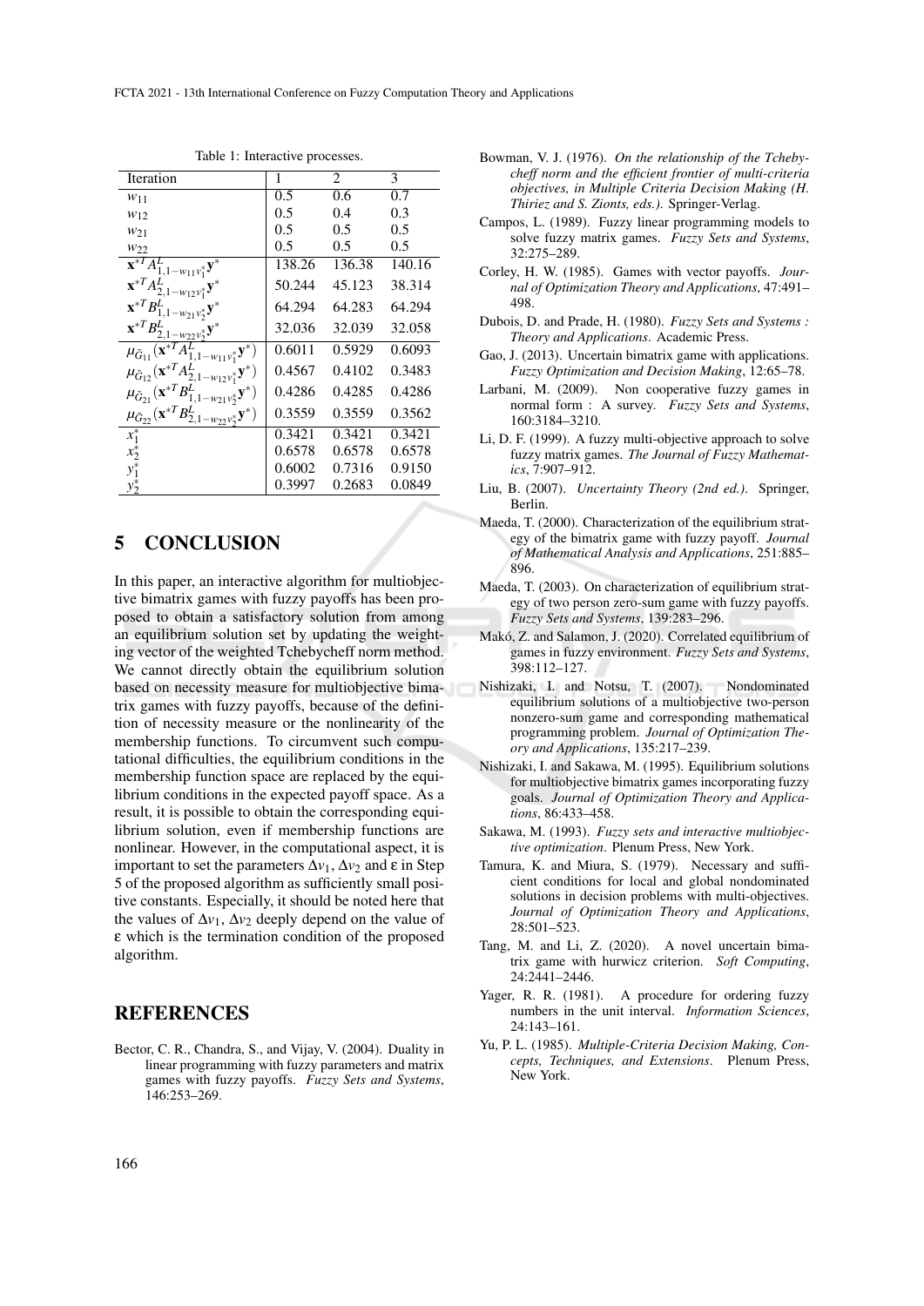Table 1: Interactive processes.

| Iteration | 1 | 2 | 3 |
|---|---|---|---|
| $w_{11}$ | 0.5 | 0.6 | 0.7 |
| $w_{12}$ | 0.5 | 0.4 | 0.3 |
| $w_{21}$ | 0.5 | 0.5 | 0.5 |
| $w_{22}$ | 0.5 | 0.5 | 0.5 |
| $\mathbf{x}^{*T}A^L_{1,1-w_{11}v_1^*}\mathbf{y}^*$ | 138.26 | 136.38 | 140.16 |
| $\mathbf{x}^{*T}A^L_{2,1-w_{12}v_1^*}\mathbf{y}^*$ | 50.244 | 45.123 | 38.314 |
| $\mathbf{x}^{*T}B^L_{1,1-w_{21}v_2^*}\mathbf{y}^*$ | 64.294 | 64.283 | 64.294 |
| $\mathbf{x}^{*T}B^L_{2,1-w_{22}v_2^*}\mathbf{y}^*$ | 32.036 | 32.039 | 32.058 |
| $\mu_{\tilde{G}_{11}}(\mathbf{x}^{*T}A^L_{1,1-w_{11}v_1^*}\mathbf{y}^*)$ | 0.6011 | 0.5929 | 0.6093 |
| $\mu_{\tilde{G}_{12}}(\mathbf{x}^{*T}A^L_{2,1-w_{12}v_1^*}\mathbf{y}^*)$ | 0.4567 | 0.4102 | 0.3483 |
| $\mu_{\tilde{G}_{21}}(\mathbf{x}^{*T}B^L_{1,1-w_{21}v_2^*}\mathbf{y}^*)$ | 0.4286 | 0.4285 | 0.4286 |
| $\mu_{\tilde{G}_{22}}(\mathbf{x}^{*T}B^L_{2,1-w_{22}v_2^*}\mathbf{y}^*)$ | 0.3559 | 0.3559 | 0.3562 |
| $x_1^*$ | 0.3421 | 0.3421 | 0.3421 |
| $x_2^*$ | 0.6578 | 0.6578 | 0.6578 |
| $y_1^*$ | 0.6002 | 0.7316 | 0.9150 |
| $y_2^*$ | 0.3997 | 0.2683 | 0.0849 |

## 5 CONCLUSION

In this paper, an interactive algorithm for multiobjective bimatrix games with fuzzy payoffs has been proposed to obtain a satisfactory solution from among an equilibrium solution set by updating the weighting vector of the weighted Tchebycheff norm method. We cannot directly obtain the equilibrium solution based on necessity measure for multiobjective bimatrix games with fuzzy payoffs, because of the definition of necessity measure or the nonlinearity of the membership functions. To circumvent such computational difficulties, the equilibrium conditions in the membership function space are replaced by the equilibrium conditions in the expected payoff space. As a result, it is possible to obtain the corresponding equilibrium solution, even if membership functions are nonlinear. However, in the computational aspect, it is important to set the parameters $\Delta v_1$, $\Delta v_2$ and $\varepsilon$ in Step 5 of the proposed algorithm as sufficiently small positive constants. Especially, it should be noted here that the values of $\Delta v_1$, $\Delta v_2$ deeply depend on the value of $\varepsilon$ which is the termination condition of the proposed algorithm.

## REFERENCES

Bector, C. R., Chandra, S., and Vijay, V. (2004). Duality in linear programming with fuzzy parameters and matrix games with fuzzy payoffs. *Fuzzy Sets and Systems*, 146:253–269.

Bowman, V. J. (1976). *On the relationship of the Tchebycheff norm and the efficient frontier of multi-criteria objectives, in Multiple Criteria Decision Making (H. Thiriez and S. Zionts, eds.).* Springer-Verlag.

Campos, L. (1989). Fuzzy linear programming models to solve fuzzy matrix games. *Fuzzy Sets and Systems*, 32:275–289.

Corley, H. W. (1985). Games with vector payoffs. *Journal of Optimization Theory and Applications*, 47:491–498.

Dubois, D. and Prade, H. (1980). *Fuzzy Sets and Systems : Theory and Applications*. Academic Press.

Gao, J. (2013). Uncertain bimatrix game with applications. *Fuzzy Optimization and Decision Making*, 12:65–78.

Larbani, M. (2009). Non cooperative fuzzy games in normal form : A survey. *Fuzzy Sets and Systems*, 160:3184–3210.

Li, D. F. (1999). A fuzzy multi-objective approach to solve fuzzy matrix games. *The Journal of Fuzzy Mathematics*, 7:907–912.

Liu, B. (2007). *Uncertainty Theory (2nd ed.)*. Springer, Berlin.

Maeda, T. (2000). Characterization of the equilibrium strategy of the bimatrix game with fuzzy payoff. *Journal of Mathematical Analysis and Applications*, 251:885–896.

Maeda, T. (2003). On characterization of equilibrium strategy of two person zero-sum game with fuzzy payoffs. *Fuzzy Sets and Systems*, 139:283–296.

Makó, Z. and Salamon, J. (2020). Correlated equilibrium of games in fuzzy environment. *Fuzzy Sets and Systems*, 398:112–127.

Nishizaki, I. and Notsu, T. (2007). Nondominated equilibrium solutions of a multiobjective two-person nonzero-sum game and corresponding mathematical programming problem. *Journal of Optimization Theory and Applications*, 135:217–239.

Nishizaki, I. and Sakawa, M. (1995). Equilibrium solutions for multiobjective bimatrix games incorporating fuzzy goals. *Journal of Optimization Theory and Applications*, 86:433–458.

Sakawa, M. (1993). *Fuzzy sets and interactive multiobjective optimization*. Plenum Press, New York.

Tamura, K. and Miura, S. (1979). Necessary and sufficient conditions for local and global nondominated solutions in decision problems with multi-objectives. *Journal of Optimization Theory and Applications*, 28:501–523.

Tang, M. and Li, Z. (2020). A novel uncertain bimatrix game with hurwicz criterion. *Soft Computing*, 24:2441–2446.

Yager, R. R. (1981). A procedure for ordering fuzzy numbers in the unit interval. *Information Sciences*, 24:143–161.

Yu, P. L. (1985). *Multiple-Criteria Decision Making, Concepts, Techniques, and Extensions*. Plenum Press, New York.